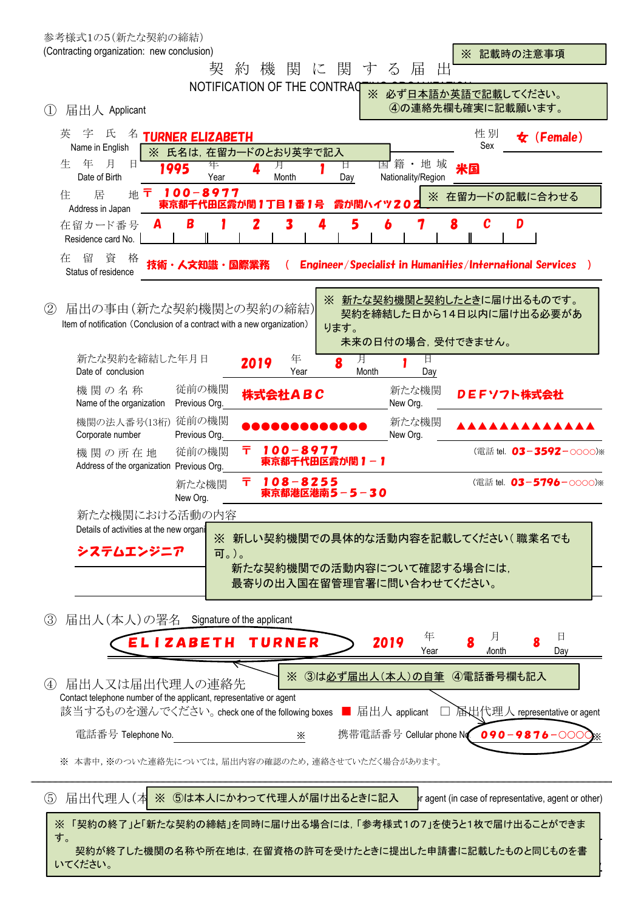参考様式1の5(新たな契約の締結)
(Contracting organization: new conclusion)

※ 記載時の注意事項

# 契 約 機 関 に 関 す る 届 出

NOTIFICATION OF THE CONTRAC

※ 必ず日本語か英語で記載してください。
④の連絡先欄も確実に記載願います。

## ① 届出人 Applicant

| | | | |
|---|---|---|---|
| 英 字 氏 名 Name in English | TURNER ELIZABETH | 性 別 Sex | 女 (Female) |

※ 氏名は, 在留カードのとおり英字で記入

| | | | |
|---|---|---|---|
| 生 年 月 日 Date of Birth | 1995 年 Year 4 月 Month 1 日 Day | 国 籍 ・ 地 域 Nationality/Region | 米国 |

住 居 地 Address in Japan 〒 100-8977
東京都千代田区霞が関１丁目１番１号 霞が関ハイツ202

※ 在留カードの記載に合わせる

在留カード番号 Residence card No. A B 1 2 3 4 5 6 7 8 C D

在 留 資 格 Status of residence 技術・人文知識・国際業務 ( Engineer/Specialist in Humanities/International Services )

## ② 届出の事由(新たな契約機関との契約の締結)

Item of notification (Conclusion of a contract with a new organization)

※ 新たな契約機関と契約したときに届け出るものです。
契約を締結した日から14日以内に届け出る必要があります。
未来の日付の場合, 受付できません。

新たな契約を締結した年月日 Date of conclusion 2019 年 Year 8 月 Month 1 日 Day

| | 従前の機関 Previous Org. | | 新たな機関 New Org. | |
|---|---|---|---|---|
| 機 関 の 名 称 Name of the organization | 従前の機関 Previous Org. | 株式会社ＡＢＣ | 新たな機関 New Org. | ＤＥＦソフト株式会社 |
| 機関の法人番号(13桁) Corporate number | 従前の機関 Previous Org. | ●●●●●●●●●●●●● | 新たな機関 New Org. | ▲▲▲▲▲▲▲▲▲▲▲▲▲ |

機 関 の 所 在 地 Address of the organization
従前の機関 Previous Org. 〒 100-8977 東京都千代田区霞が関１－１ (電話 tel. 03-3592-○○○○)※
新たな機関 New Org. 〒 108-8255 東京都港区港南５－５－30 (電話 tel. 03-5796-○○○○)※

新たな機関における活動の内容
Details of activities at the new organi

システムエンジニア

※ 新しい契約機関での具体的な活動内容を記載してください(職業名でも可。)。
新たな契約機関での活動内容について確認する場合には, 最寄りの出入国在留管理官署に問い合わせてください。

## ③ 届出人(本人)の署名 Signature of the applicant

ELIZABETH TURNER 2019 年 Year 8 月 Month 8 日 Day

## ④ 届出人又は届出代理人の連絡先

※ ③は必ず届出人(本人)の自筆 ④電話番号欄も記入

Contact telephone number of the applicant, representative or agent

該当するものを選んでください。check one of the following boxes ■ 届出人 applicant □ 届出代理人 representative or agent

電話番号 Telephone No. ※ 携帯電話番号 Cellular phone No. 090-9876-○○○○ ※

※ 本書中, ※のついた連絡先については, 届出内容の確認のため, 連絡させていただく場合があります。

## ⑤ 届出代理人(本 ※ ⑤は本人にかわって代理人が届けるときに記入 r agent (in case of representative, agent or other)

※ 「契約の終了」と「新たな契約の締結」を同時に届け出る場合には, 「参考様式1の7」を使うと1枚で届け出ることができます。
契約が終了した機関の名称や所在地は, 在留資格の許可を受けたときに提出した申請書に記載したものと同じものを書いてください。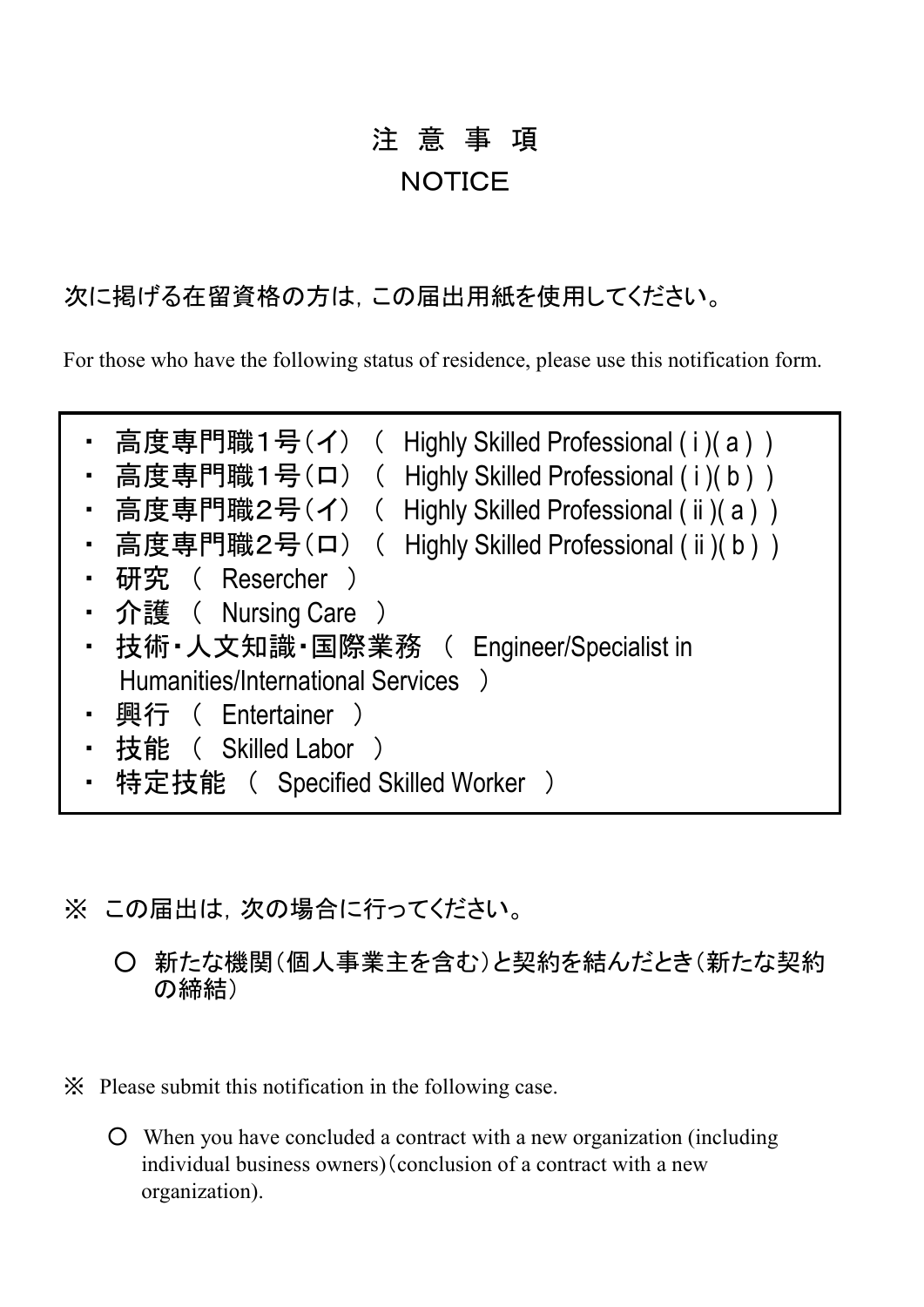# 注 意 事 項

# NOTICE

次に掲げる在留資格の方は，この届出用紙を使用してください。

For those who have the following status of residence, please use this notification form.

- 高度専門職1号(イ) （ Highly Skilled Professional ( i )( a ) ）
- 高度専門職1号(ロ) （ Highly Skilled Professional ( i )( b ) ）
- 高度専門職2号(イ) （ Highly Skilled Professional ( ii )( a ) ）
- 高度専門職2号(ロ) （ Highly Skilled Professional ( ii )( b ) ）
- 研究 （ Resercher ）
- 介護 （ Nursing Care ）
- 技術・人文知識・国際業務 （ Engineer/Specialist in Humanities/International Services ）
- 興行 （ Entertainer ）
- 技能 （ Skilled Labor ）
- 特定技能 （ Specified Skilled Worker ）

※ この届出は，次の場合に行ってください。

○ 新たな機関（個人事業主を含む）と契約を結んだとき（新たな契約の締結）

※ Please submit this notification in the following case.

○ When you have concluded a contract with a new organization (including individual business owners)（conclusion of a contract with a new organization).